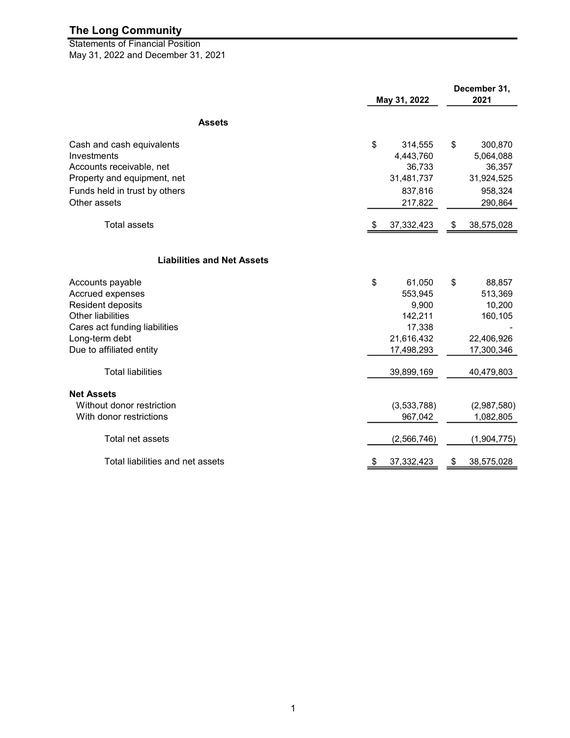# The Long Community

Statements of Financial Position
May 31, 2022 and December 31, 2021

| | May 31, 2022 | December 31, 2021 |
|---|---|---|
| **Assets** | | |
| Cash and cash equivalents | $ 314,555 | $ 300,870 |
| Investments | 4,443,760 | 5,064,088 |
| Accounts receivable, net | 36,733 | 36,357 |
| Property and equipment, net | 31,481,737 | 31,924,525 |
| Funds held in trust by others | 837,816 | 958,324 |
| Other assets | 217,822 | 290,864 |
| Total assets | $ 37,332,423 | $ 38,575,028 |
| **Liabilities and Net Assets** | | |
| Accounts payable | $ 61,050 | $ 88,857 |
| Accrued expenses | 553,945 | 513,369 |
| Resident deposits | 9,900 | 10,200 |
| Other liabilities | 142,211 | 160,105 |
| Cares act funding liabilities | 17,338 | - |
| Long-term debt | 21,616,432 | 22,406,926 |
| Due to affiliated entity | 17,498,293 | 17,300,346 |
| Total liabilities | 39,899,169 | 40,479,803 |
| **Net Assets** | | |
| Without donor restriction | (3,533,788) | (2,987,580) |
| With donor restrictions | 967,042 | 1,082,805 |
| Total net assets | (2,566,746) | (1,904,775) |
| Total liabilities and net assets | $ 37,332,423 | $ 38,575,028 |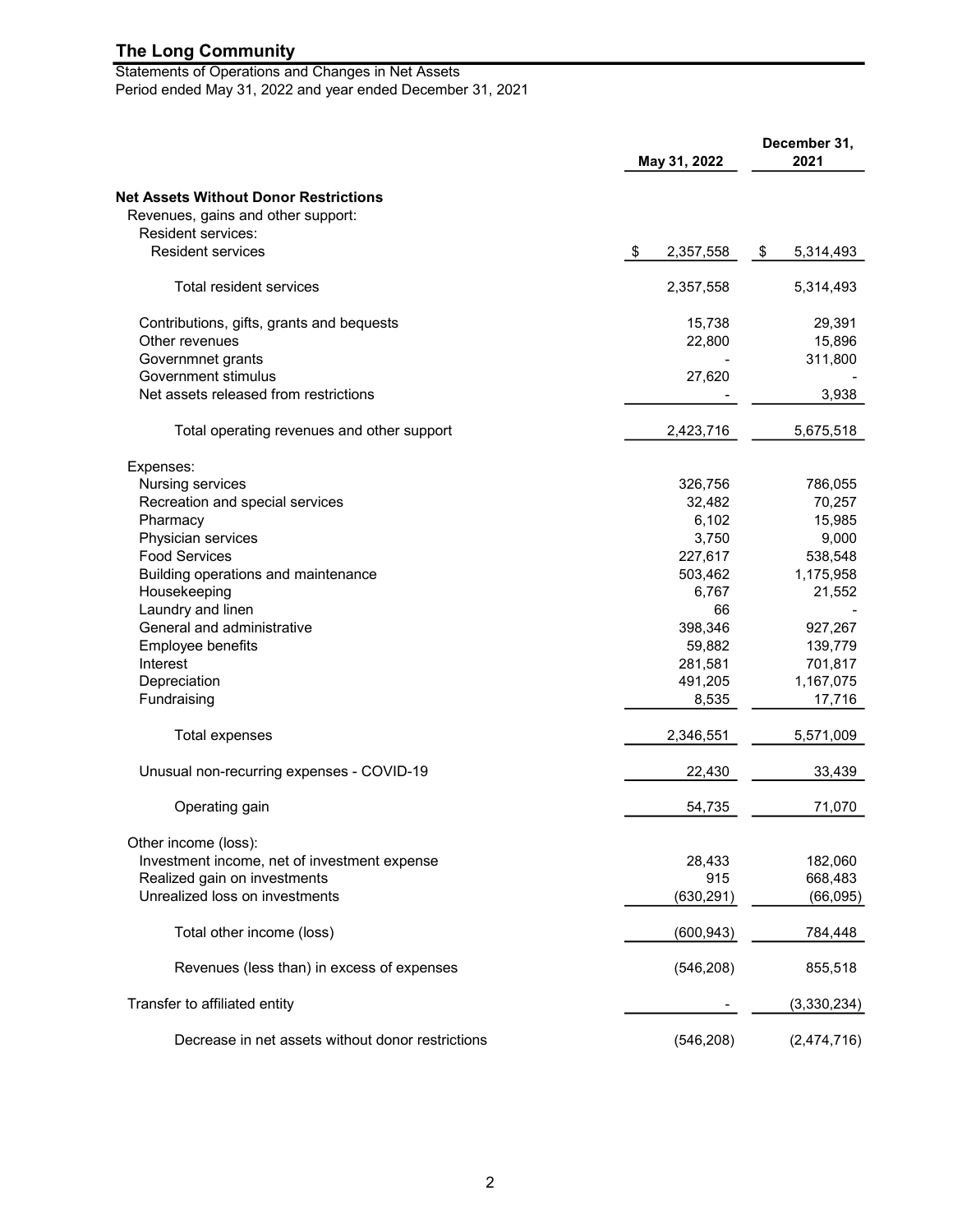# The Long Community

Statements of Operations and Changes in Net Assets
Period ended May 31, 2022 and year ended December 31, 2021

| | May 31, 2022 | December 31, 2021 |
|---|---|---|
| **Net Assets Without Donor Restrictions** | | |
| Revenues, gains and other support: | | |
| Resident services: | | |
| Resident services | $ 2,357,558 | $ 5,314,493 |
| Total resident services | 2,357,558 | 5,314,493 |
| Contributions, gifts, grants and bequests | 15,738 | 29,391 |
| Other revenues | 22,800 | 15,896 |
| Governmnet grants | - | 311,800 |
| Government stimulus | 27,620 | - |
| Net assets released from restrictions | - | 3,938 |
| Total operating revenues and other support | 2,423,716 | 5,675,518 |
| Expenses: | | |
| Nursing services | 326,756 | 786,055 |
| Recreation and special services | 32,482 | 70,257 |
| Pharmacy | 6,102 | 15,985 |
| Physician services | 3,750 | 9,000 |
| Food Services | 227,617 | 538,548 |
| Building operations and maintenance | 503,462 | 1,175,958 |
| Housekeeping | 6,767 | 21,552 |
| Laundry and linen | 66 | - |
| General and administrative | 398,346 | 927,267 |
| Employee benefits | 59,882 | 139,779 |
| Interest | 281,581 | 701,817 |
| Depreciation | 491,205 | 1,167,075 |
| Fundraising | 8,535 | 17,716 |
| Total expenses | 2,346,551 | 5,571,009 |
| Unusual non-recurring expenses - COVID-19 | 22,430 | 33,439 |
| Operating gain | 54,735 | 71,070 |
| Other income (loss): | | |
| Investment income, net of investment expense | 28,433 | 182,060 |
| Realized gain on investments | 915 | 668,483 |
| Unrealized loss on investments | (630,291) | (66,095) |
| Total other income (loss) | (600,943) | 784,448 |
| Revenues (less than) in excess of expenses | (546,208) | 855,518 |
| Transfer to affiliated entity | - | (3,330,234) |
| Decrease in net assets without donor restrictions | (546,208) | (2,474,716) |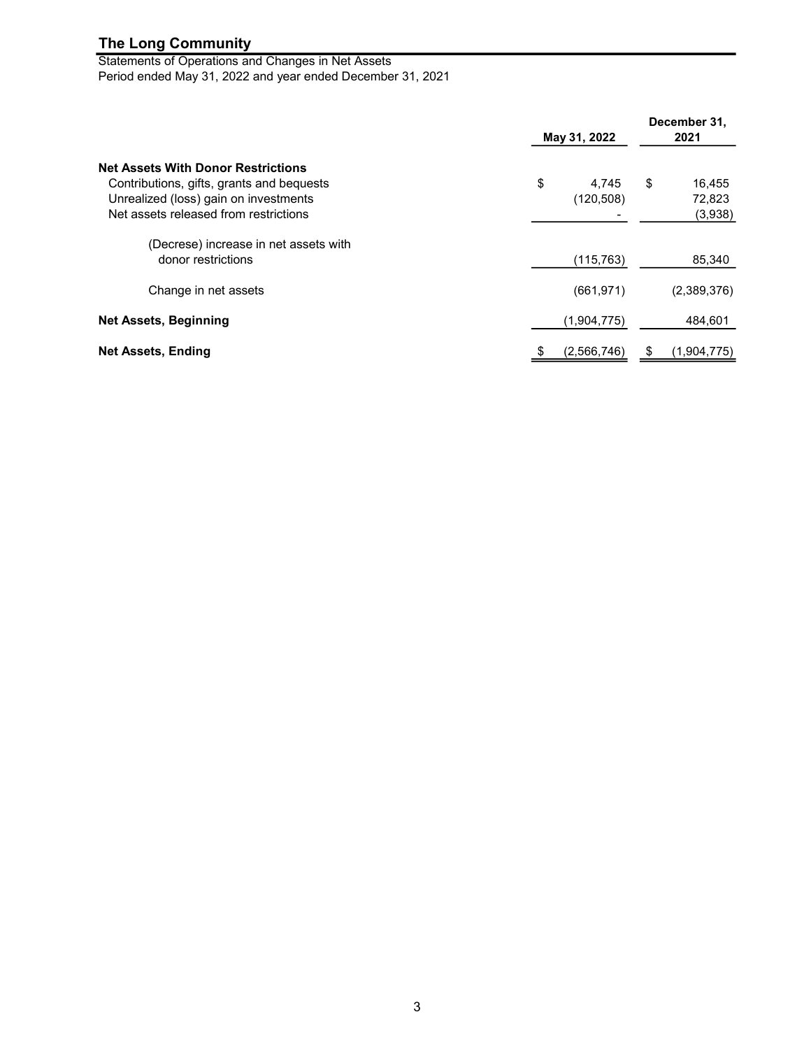# The Long Community

Statements of Operations and Changes in Net Assets
Period ended May 31, 2022 and year ended December 31, 2021

| | May 31, 2022 | December 31, 2021 |
|---|---|---|
| **Net Assets With Donor Restrictions** | | |
| Contributions, gifts, grants and bequests | $ 4,745 | $ 16,455 |
| Unrealized (loss) gain on investments | (120,508) | 72,823 |
| Net assets released from restrictions | - | (3,938) |
| (Decrese) increase in net assets with donor restrictions | (115,763) | 85,340 |
| Change in net assets | (661,971) | (2,389,376) |
| **Net Assets, Beginning** | (1,904,775) | 484,601 |
| **Net Assets, Ending** | $ (2,566,746) | $ (1,904,775) |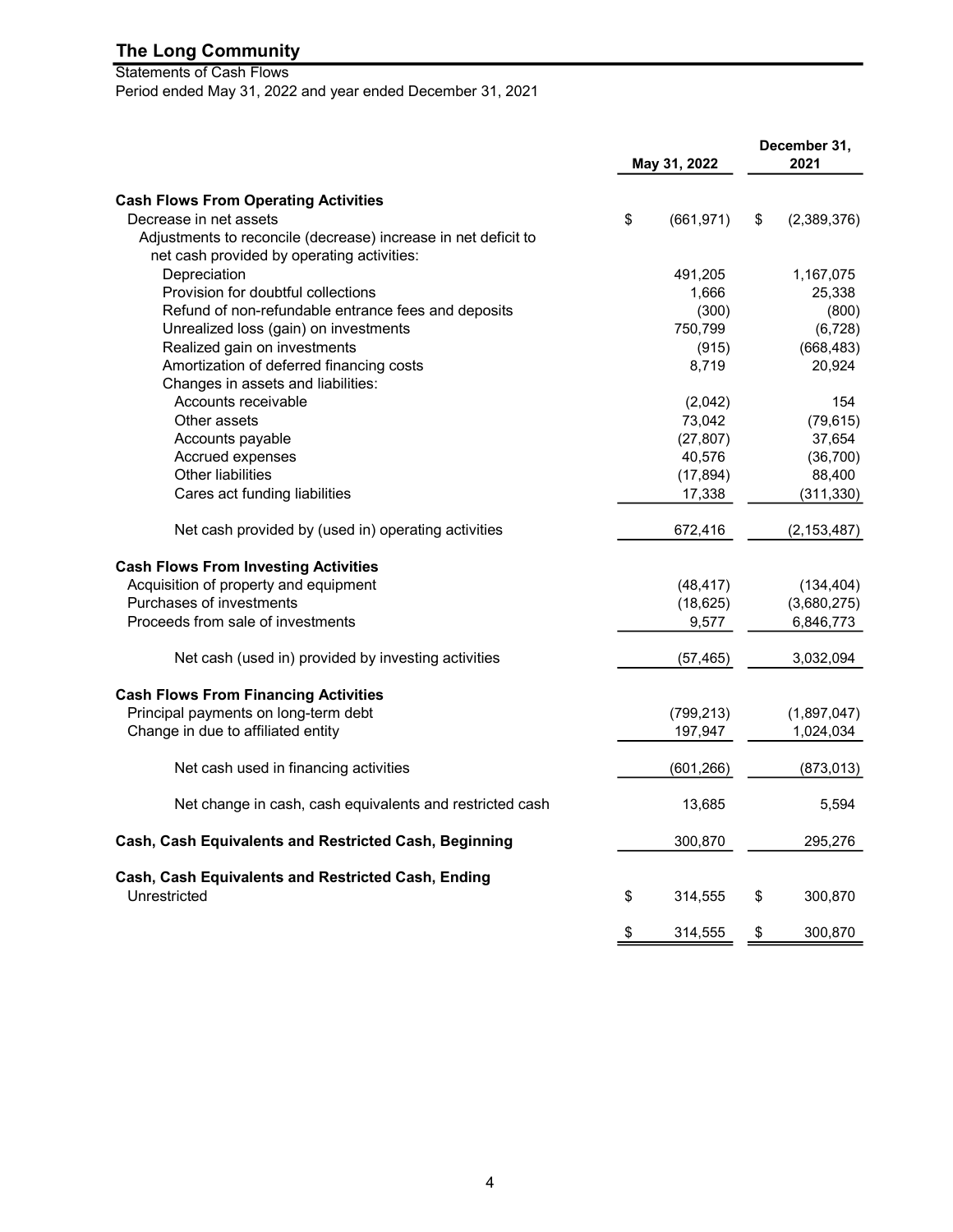# The Long Community

Statements of Cash Flows

Period ended May 31, 2022 and year ended December 31, 2021

| | May 31, 2022 | December 31, 2021 |
|---|---|---|
| **Cash Flows From Operating Activities** | | |
| Decrease in net assets | $ (661,971) | $ (2,389,376) |
| Adjustments to reconcile (decrease) increase in net deficit to net cash provided by operating activities: | | |
| Depreciation | 491,205 | 1,167,075 |
| Provision for doubtful collections | 1,666 | 25,338 |
| Refund of non-refundable entrance fees and deposits | (300) | (800) |
| Unrealized loss (gain) on investments | 750,799 | (6,728) |
| Realized gain on investments | (915) | (668,483) |
| Amortization of deferred financing costs | 8,719 | 20,924 |
| Changes in assets and liabilities: | | |
| Accounts receivable | (2,042) | 154 |
| Other assets | 73,042 | (79,615) |
| Accounts payable | (27,807) | 37,654 |
| Accrued expenses | 40,576 | (36,700) |
| Other liabilities | (17,894) | 88,400 |
| Cares act funding liabilities | 17,338 | (311,330) |
| Net cash provided by (used in) operating activities | 672,416 | (2,153,487) |
| **Cash Flows From Investing Activities** | | |
| Acquisition of property and equipment | (48,417) | (134,404) |
| Purchases of investments | (18,625) | (3,680,275) |
| Proceeds from sale of investments | 9,577 | 6,846,773 |
| Net cash (used in) provided by investing activities | (57,465) | 3,032,094 |
| **Cash Flows From Financing Activities** | | |
| Principal payments on long-term debt | (799,213) | (1,897,047) |
| Change in due to affiliated entity | 197,947 | 1,024,034 |
| Net cash used in financing activities | (601,266) | (873,013) |
| Net change in cash, cash equivalents and restricted cash | 13,685 | 5,594 |
| **Cash, Cash Equivalents and Restricted Cash, Beginning** | 300,870 | 295,276 |
| **Cash, Cash Equivalents and Restricted Cash, Ending** | | |
| Unrestricted | $ 314,555 | $ 300,870 |
| | $ 314,555 | $ 300,870 |